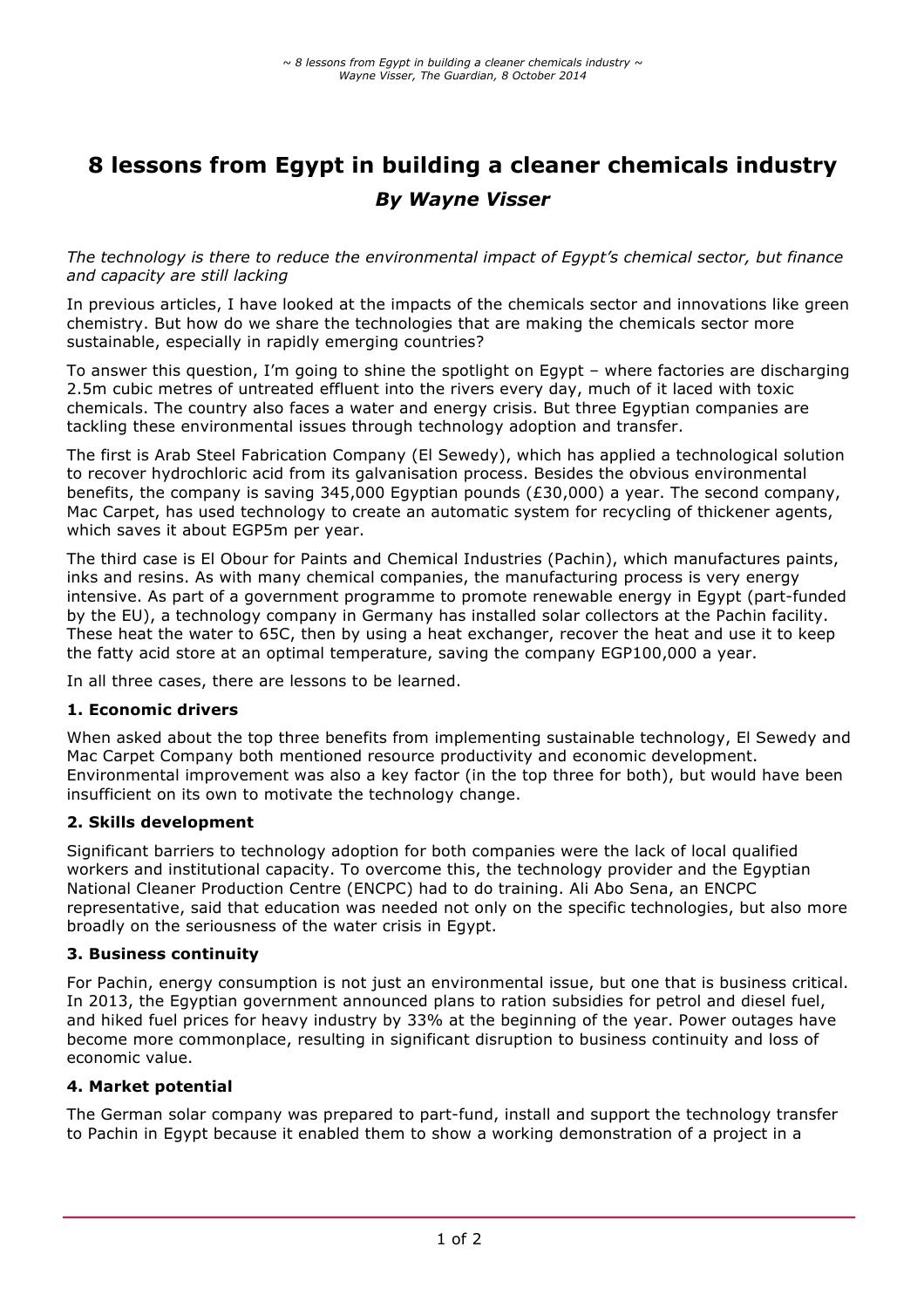# 8 lessons from Egypt in building a cleaner chemicals industry

### *By Wayne Visser*

*The technology is there to reduce the environmental impact of Egypt's chemical sector, but finance and capacity are still lacking*

In previous articles, I have looked at the impacts of the chemicals sector and innovations like green chemistry. But how do we share the technologies that are making the chemicals sector more sustainable, especially in rapidly emerging countries?

To answer this question, I'm going to shine the spotlight on Egypt – where factories are discharging 2.5m cubic metres of untreated effluent into the rivers every day, much of it laced with toxic chemicals. The country also faces a water and energy crisis. But three Egyptian companies are tackling these environmental issues through technology adoption and transfer.

The first is Arab Steel Fabrication Company (El Sewedy), which has applied a technological solution to recover hydrochloric acid from its galvanisation process. Besides the obvious environmental benefits, the company is saving 345,000 Egyptian pounds (£30,000) a year. The second company, Mac Carpet, has used technology to create an automatic system for recycling of thickener agents, which saves it about EGP5m per year.

The third case is El Obour for Paints and Chemical Industries (Pachin), which manufactures paints, inks and resins. As with many chemical companies, the manufacturing process is very energy intensive. As part of a government programme to promote renewable energy in Egypt (part-funded by the EU), a technology company in Germany has installed solar collectors at the Pachin facility. These heat the water to 65C, then by using a heat exchanger, recover the heat and use it to keep the fatty acid store at an optimal temperature, saving the company EGP100,000 a year.

In all three cases, there are lessons to be learned.

**1. Economic drivers**

When asked about the top three benefits from implementing sustainable technology, El Sewedy and Mac Carpet Company both mentioned resource productivity and economic development. Environmental improvement was also a key factor (in the top three for both), but would have been insufficient on its own to motivate the technology change.

**2. Skills development**

Significant barriers to technology adoption for both companies were the lack of local qualified workers and institutional capacity. To overcome this, the technology provider and the Egyptian National Cleaner Production Centre (ENCPC) had to do training. Ali Abo Sena, an ENCPC representative, said that education was needed not only on the specific technologies, but also more broadly on the seriousness of the water crisis in Egypt.

**3. Business continuity**

For Pachin, energy consumption is not just an environmental issue, but one that is business critical. In 2013, the Egyptian government announced plans to ration subsidies for petrol and diesel fuel, and hiked fuel prices for heavy industry by 33% at the beginning of the year. Power outages have become more commonplace, resulting in significant disruption to business continuity and loss of economic value.

**4. Market potential**

The German solar company was prepared to part-fund, install and support the technology transfer to Pachin in Egypt because it enabled them to show a working demonstration of a project in a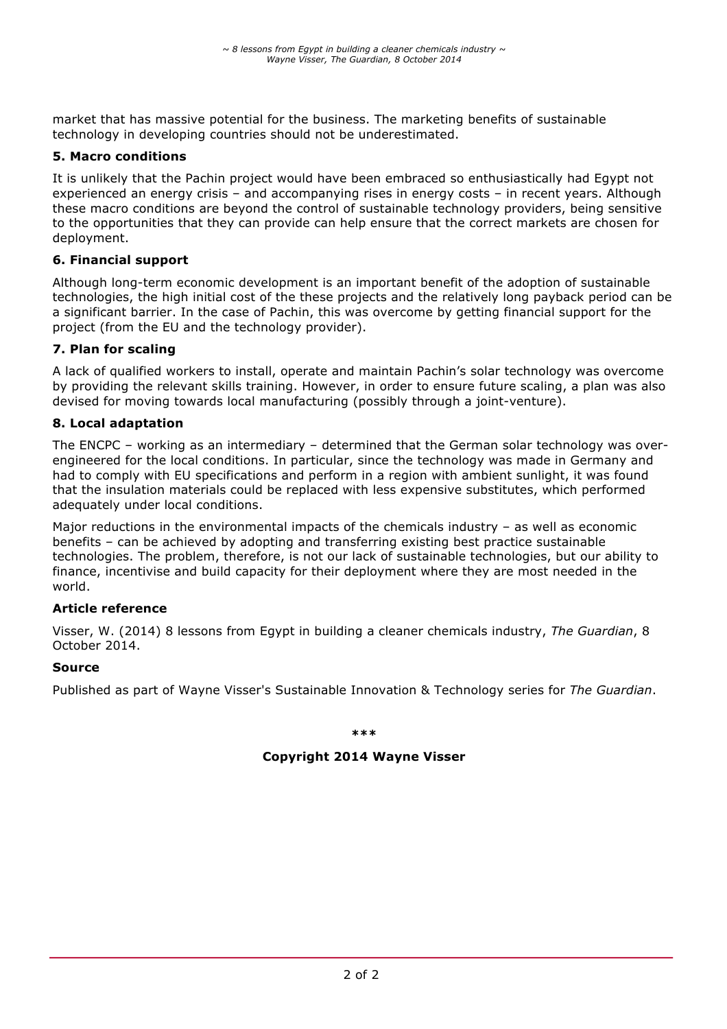market that has massive potential for the business. The marketing benefits of sustainable technology in developing countries should not be underestimated.

### 5. Macro conditions

It is unlikely that the Pachin project would have been embraced so enthusiastically had Egypt not experienced an energy crisis – and accompanying rises in energy costs – in recent years. Although these macro conditions are beyond the control of sustainable technology providers, being sensitive to the opportunities that they can provide can help ensure that the correct markets are chosen for deployment.

### 6. Financial support

Although long-term economic development is an important benefit of the adoption of sustainable technologies, the high initial cost of the these projects and the relatively long payback period can be a significant barrier. In the case of Pachin, this was overcome by getting financial support for the project (from the EU and the technology provider).

### 7. Plan for scaling

A lack of qualified workers to install, operate and maintain Pachin's solar technology was overcome by providing the relevant skills training. However, in order to ensure future scaling, a plan was also devised for moving towards local manufacturing (possibly through a joint-venture).

### 8. Local adaptation

The ENCPC – working as an intermediary – determined that the German solar technology was over-engineered for the local conditions. In particular, since the technology was made in Germany and had to comply with EU specifications and perform in a region with ambient sunlight, it was found that the insulation materials could be replaced with less expensive substitutes, which performed adequately under local conditions.

Major reductions in the environmental impacts of the chemicals industry – as well as economic benefits – can be achieved by adopting and transferring existing best practice sustainable technologies. The problem, therefore, is not our lack of sustainable technologies, but our ability to finance, incentivise and build capacity for their deployment where they are most needed in the world.

### Article reference

Visser, W. (2014) 8 lessons from Egypt in building a cleaner chemicals industry, *The Guardian*, 8 October 2014.

### Source

Published as part of Wayne Visser's Sustainable Innovation & Technology series for *The Guardian*.

***

**Copyright 2014 Wayne Visser**